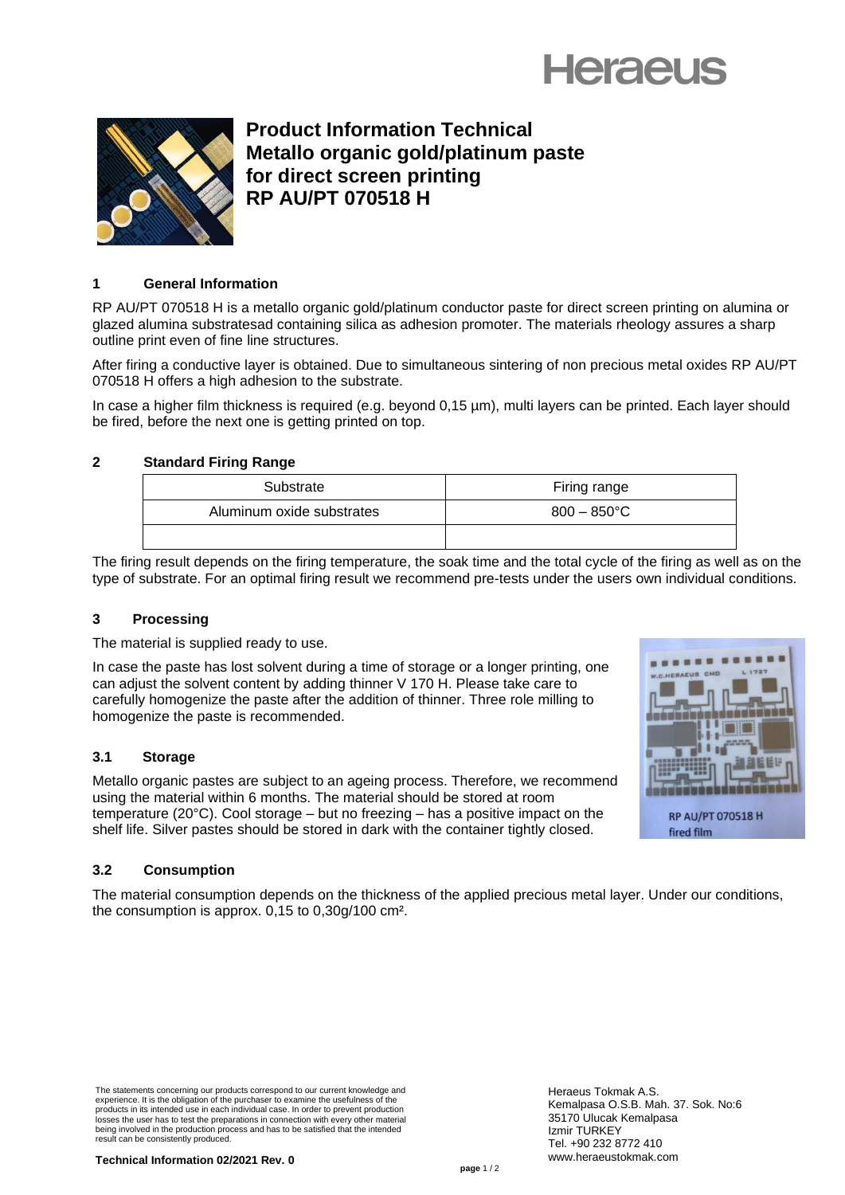# Product Information Technical
# Metallo organic gold/platinum paste for direct screen printing
# RP AU/PT 070518 H

## 1 General Information

RP AU/PT 070518 H is a metallo organic gold/platinum conductor paste for direct screen printing on alumina or glazed alumina substratesad containing silica as adhesion promoter. The materials rheology assures a sharp outline print even of fine line structures.

After firing a conductive layer is obtained. Due to simultaneous sintering of non precious metal oxides RP AU/PT 070518 H offers a high adhesion to the substrate.

In case a higher film thickness is required (e.g. beyond 0,15 µm), multi layers can be printed. Each layer should be fired, before the next one is getting printed on top.

## 2 Standard Firing Range

| Substrate | Firing range |
|---|---|
| Aluminum oxide substrates | 800 – 850°C |
| | |

The firing result depends on the firing temperature, the soak time and the total cycle of the firing as well as on the type of substrate. For an optimal firing result we recommend pre-tests under the users own individual conditions.

## 3 Processing

The material is supplied ready to use.

In case the paste has lost solvent during a time of storage or a longer printing, one can adjust the solvent content by adding thinner V 170 H. Please take care to carefully homogenize the paste after the addition of thinner. Three role milling to homogenize the paste is recommended.

RP AU/PT 070518 H fired film

### 3.1 Storage

Metallo organic pastes are subject to an ageing process. Therefore, we recommend using the material within 6 months. The material should be stored at room temperature (20°C). Cool storage – but no freezing – has a positive impact on the shelf life. Silver pastes should be stored in dark with the container tightly closed.

### 3.2 Consumption

The material consumption depends on the thickness of the applied precious metal layer. Under our conditions, the consumption is approx. 0,15 to 0,30g/100 cm².

The statements concerning our products correspond to our current knowledge and experience. It is the obligation of the purchaser to examine the usefulness of the products in its intended use in each individual case. In order to prevent production losses the user has to test the preparations in connection with every other material being involved in the production process and has to be satisfied that the intended result can be consistently produced.

**Technical Information 02/2021 Rev. 0**

Heraeus Tokmak A.S.
Kemalpasa O.S.B. Mah. 37. Sok. No:6
35170 Ulucak Kemalpasa
Izmir TURKEY
Tel. +90 232 8772 410
www.heraeustokmak.com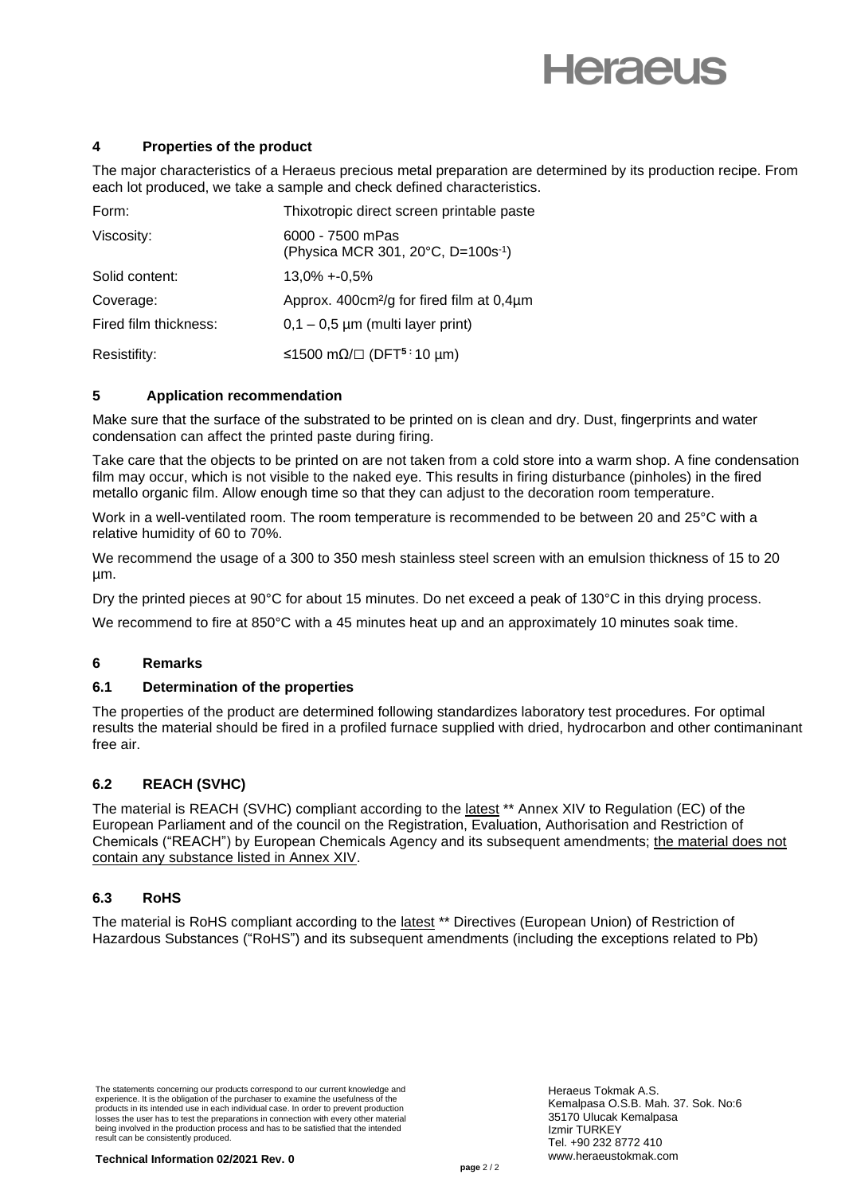## 4 Properties of the product

The major characteristics of a Heraeus precious metal preparation are determined by its production recipe. From each lot produced, we take a sample and check defined characteristics.

| | |
|---|---|
| Form: | Thixotropic direct screen printable paste |
| Viscosity: | 6000 - 7500 mPas (Physica MCR 301, 20°C, D=100s$^{-1}$) |
| Solid content: | 13,0% +-0,5% |
| Coverage: | Approx. 400cm²/g for fired film at 0,4µm |
| Fired film thickness: | 0,1 – 0,5 µm (multi layer print) |
| Resistifity: | ≤1500 mΩ/□ (DFT[5]: 10 µm) |

## 5 Application recommendation

Make sure that the surface of the substrated to be printed on is clean and dry. Dust, fingerprints and water condensation can affect the printed paste during firing.

Take care that the objects to be printed on are not taken from a cold store into a warm shop. A fine condensation film may occur, which is not visible to the naked eye. This results in firing disturbance (pinholes) in the fired metallo organic film. Allow enough time so that they can adjust to the decoration room temperature.

Work in a well-ventilated room. The room temperature is recommended to be between 20 and 25°C with a relative humidity of 60 to 70%.

We recommend the usage of a 300 to 350 mesh stainless steel screen with an emulsion thickness of 15 to 20 µm.

Dry the printed pieces at 90°C for about 15 minutes. Do net exceed a peak of 130°C in this drying process.

We recommend to fire at 850°C with a 45 minutes heat up and an approximately 10 minutes soak time.

## 6 Remarks

### 6.1 Determination of the properties

The properties of the product are determined following standardizes laboratory test procedures. For optimal results the material should be fired in a profiled furnace supplied with dried, hydrocarbon and other contimaninant free air.

### 6.2 REACH (SVHC)

The material is REACH (SVHC) compliant according to the latest ** Annex XIV to Regulation (EC) of the European Parliament and of the council on the Registration, Evaluation, Authorisation and Restriction of Chemicals ("REACH") by European Chemicals Agency and its subsequent amendments; the material does not contain any substance listed in Annex XIV.

### 6.3 RoHS

The material is RoHS compliant according to the latest ** Directives (European Union) of Restriction of Hazardous Substances ("RoHS") and its subsequent amendments (including the exceptions related to Pb)

The statements concerning our products correspond to our current knowledge and experience. It is the obligation of the purchaser to examine the usefulness of the products in its intended use in each individual case. In order to prevent production losses the user has to test the preparations in connection with every other material being involved in the production process and has to be satisfied that the intended result can be consistently produced.

Heraeus Tokmak A.S.
Kemalpasa O.S.B. Mah. 37. Sok. No:6
35170 Ulucak Kemalpasa
Izmir TURKEY
Tel. +90 232 8772 410
www.heraeustokmak.com

**Technical Information 02/2021 Rev. 0**